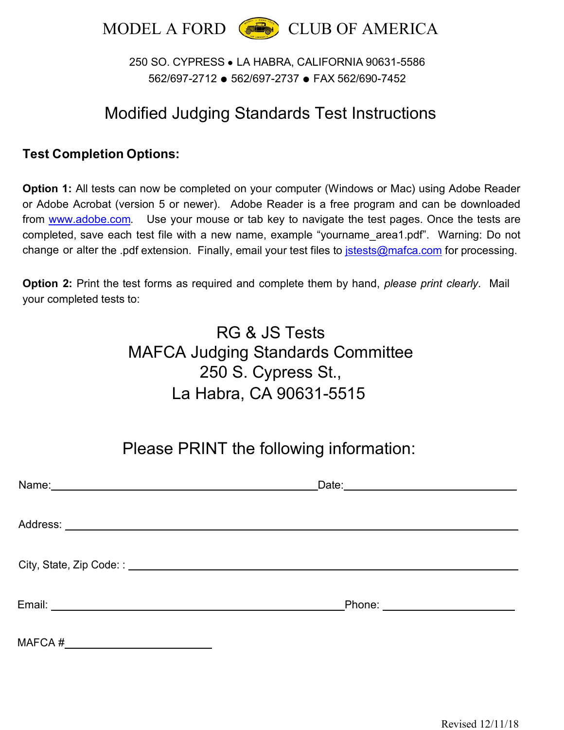# MODEL A FORD CLUB OF AMERICA

250 SO. CYPRESS ● LA HABRA, CALIFORNIA 90631-5586
562/697-2712 ● 562/697-2737 ● FAX 562/690-7452

## Modified Judging Standards Test Instructions

**Test Completion Options:**

**Option 1:** All tests can now be completed on your computer (Windows or Mac) using Adobe Reader or Adobe Acrobat (version 5 or newer). Adobe Reader is a free program and can be downloaded from www.adobe.com. Use your mouse or tab key to navigate the test pages. Once the tests are completed, save each test file with a new name, example "yourname_area1.pdf". Warning: Do not change or alter the .pdf extension. Finally, email your test files to jstests@mafca.com for processing.

**Option 2:** Print the test forms as required and complete them by hand, *please print clearly*. Mail your completed tests to:

RG & JS Tests
MAFCA Judging Standards Committee
250 S. Cypress St.,
La Habra, CA 90631-5515

Please PRINT the following information:

Name:______________________________ Date:______________________

Address: ____________________________________________________

City, State, Zip Code: : ______________________________________

Email: ______________________________ Phone: _________________

MAFCA #__________________

Revised 12/11/18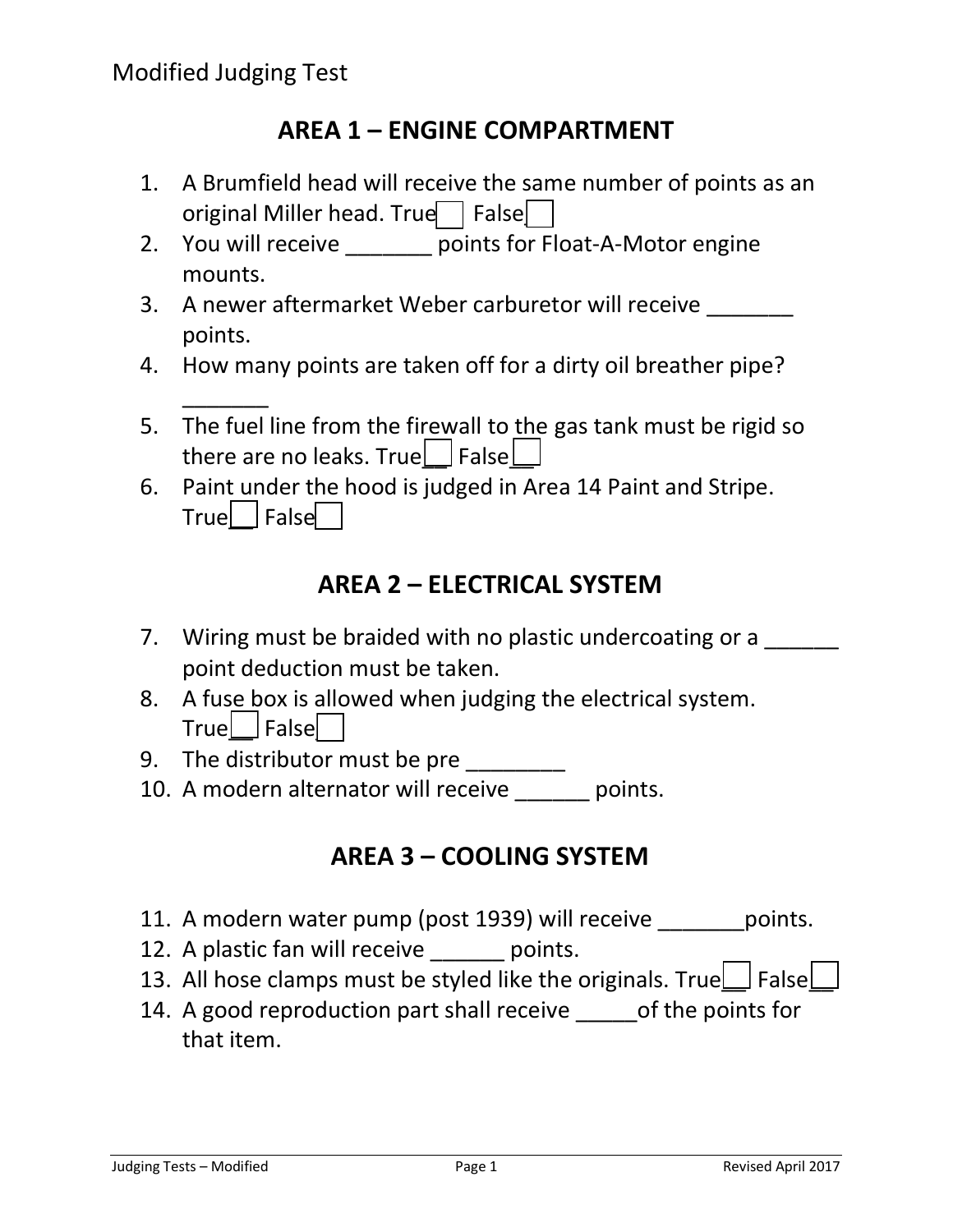Modified Judging Test

## AREA 1 – ENGINE COMPARTMENT

1. A Brumfield head will receive the same number of points as an original Miller head. True☐ False☐
2. You will receive _______ points for Float-A-Motor engine mounts.
3. A newer aftermarket Weber carburetor will receive _______ points.
4. How many points are taken off for a dirty oil breather pipe? _______
5. The fuel line from the firewall to the gas tank must be rigid so there are no leaks. True☐ False☐
6. Paint under the hood is judged in Area 14 Paint and Stripe. True☐ False☐

## AREA 2 – ELECTRICAL SYSTEM

7. Wiring must be braided with no plastic undercoating or a ______ point deduction must be taken.
8. A fuse box is allowed when judging the electrical system. True☐ False☐
9. The distributor must be pre ________
10. A modern alternator will receive ______ points.

## AREA 3 – COOLING SYSTEM

11. A modern water pump (post 1939) will receive _______points.
12. A plastic fan will receive ______ points.
13. All hose clamps must be styled like the originals. True☐ False☐
14. A good reproduction part shall receive _____of the points for that item.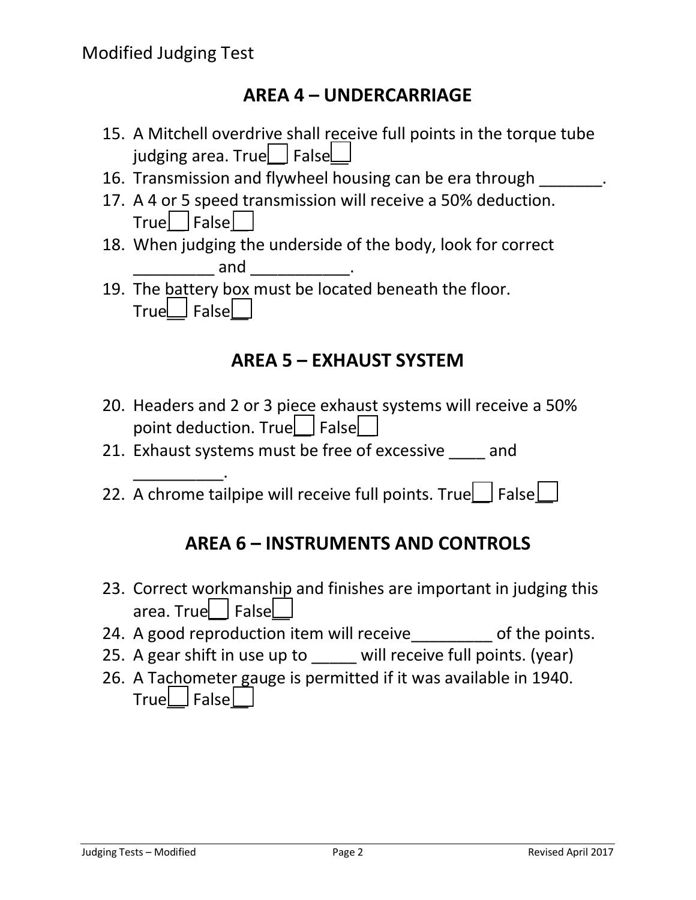Modified Judging Test

## AREA 4 – UNDERCARRIAGE

15. A Mitchell overdrive shall receive full points in the torque tube judging area. True__ False__
16. Transmission and flywheel housing can be era through _______.
17. A 4 or 5 speed transmission will receive a 50% deduction. True__ False__
18. When judging the underside of the body, look for correct _________ and ___________.
19. The battery box must be located beneath the floor. True__ False__

## AREA 5 – EXHAUST SYSTEM

20. Headers and 2 or 3 piece exhaust systems will receive a 50% point deduction. True__ False__
21. Exhaust systems must be free of excessive ____ and __________.
22. A chrome tailpipe will receive full points. True__ False__

## AREA 6 – INSTRUMENTS AND CONTROLS

23. Correct workmanship and finishes are important in judging this area. True__ False__
24. A good reproduction item will receive_________ of the points.
25. A gear shift in use up to _____ will receive full points. (year)
26. A Tachometer gauge is permitted if it was available in 1940. True__ False__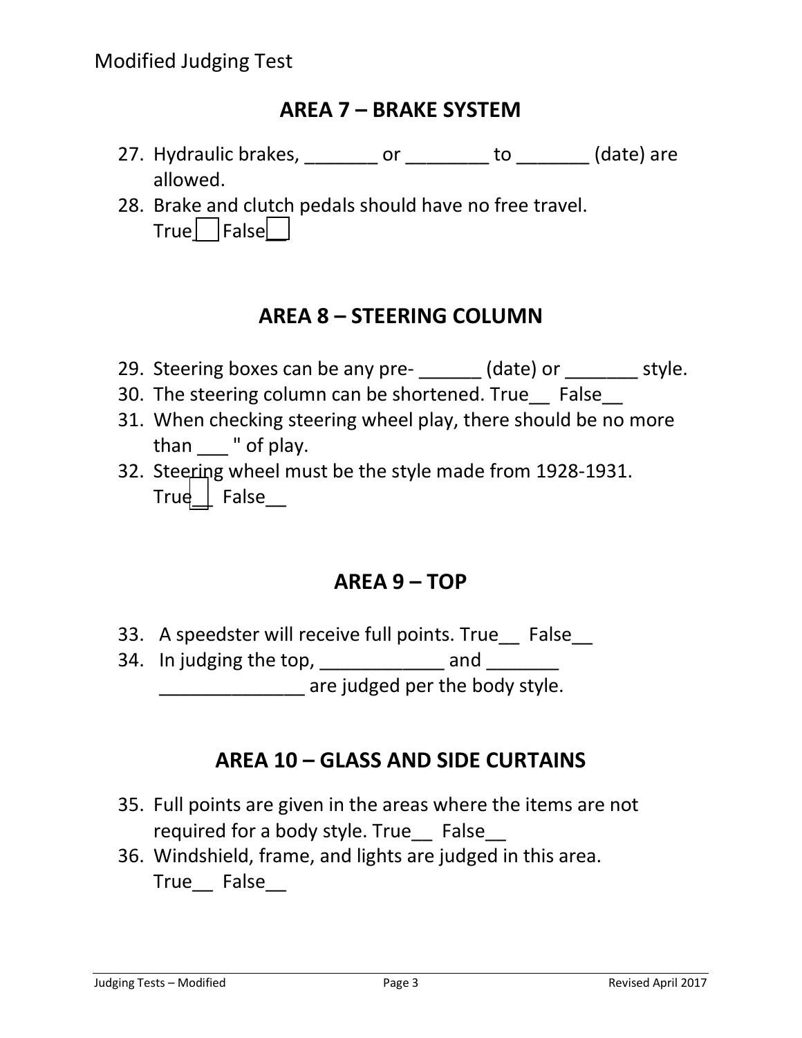Modified Judging Test

## AREA 7 – BRAKE SYSTEM

27. Hydraulic brakes, _______ or ________ to _______ (date) are allowed.
28. Brake and clutch pedals should have no free travel.  
    True__ False__

## AREA 8 – STEERING COLUMN

29. Steering boxes can be any pre- ______ (date) or _______ style.
30. The steering column can be shortened. True__ False__
31. When checking steering wheel play, there should be no more than ___ " of play.
32. Steering wheel must be the style made from 1928-1931.  
    True__ False__

## AREA 9 – TOP

33. A speedster will receive full points. True__ False__
34. In judging the top, ____________ and _______ ______________ are judged per the body style.

## AREA 10 – GLASS AND SIDE CURTAINS

35. Full points are given in the areas where the items are not required for a body style. True__ False__
36. Windshield, frame, and lights are judged in this area.  
    True__ False__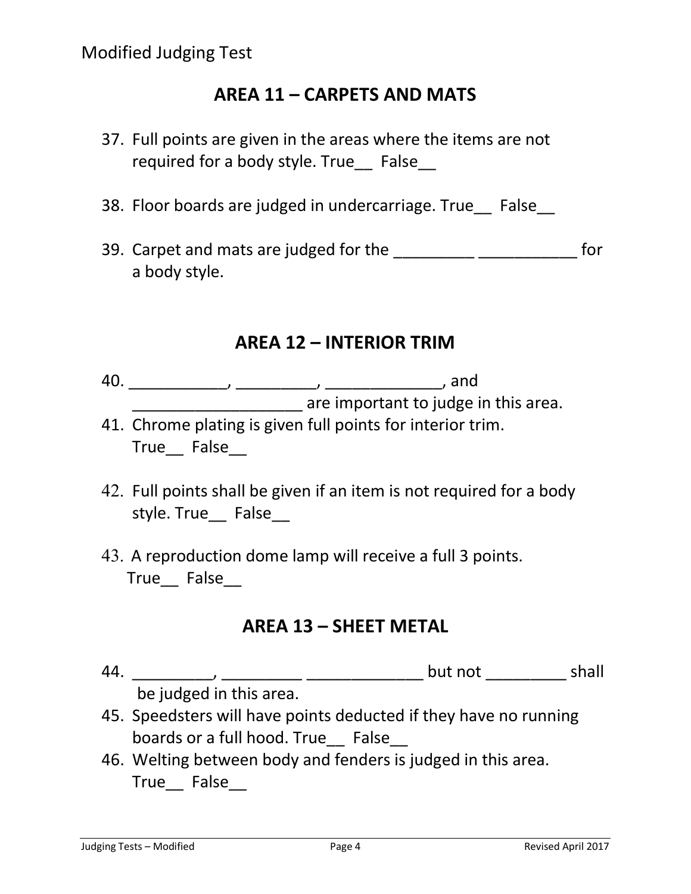Modified Judging Test

## AREA 11 – CARPETS AND MATS

37. Full points are given in the areas where the items are not required for a body style. True__ False__

38. Floor boards are judged in undercarriage. True__ False__

39. Carpet and mats are judged for the _________ ___________ for a body style.

## AREA 12 – INTERIOR TRIM

40. ___________, _________, _____________, and ___________________ are important to judge in this area.

41. Chrome plating is given full points for interior trim. True__ False__

42. Full points shall be given if an item is not required for a body style. True__ False__

43. A reproduction dome lamp will receive a full 3 points. True__ False__

## AREA 13 – SHEET METAL

44. _________, _________ _____________ but not _________ shall be judged in this area.

45. Speedsters will have points deducted if they have no running boards or a full hood. True__ False__

46. Welting between body and fenders is judged in this area. True__ False__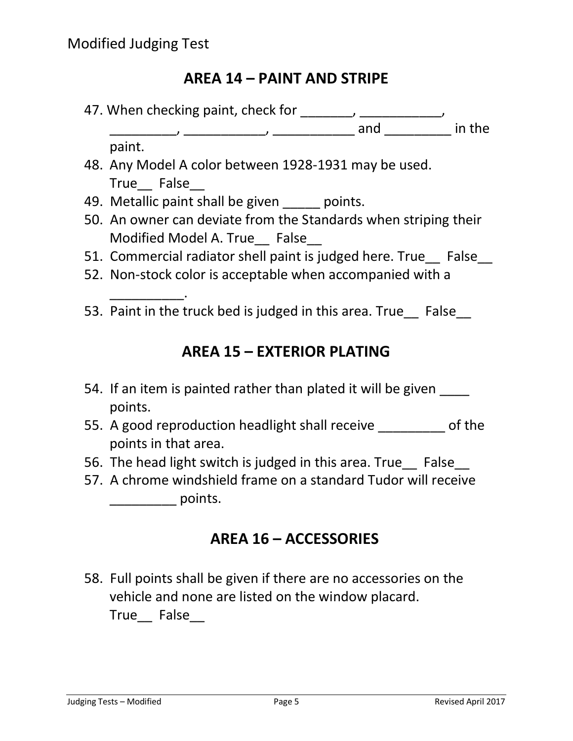Modified Judging Test

## AREA 14 – PAINT AND STRIPE

47. When checking paint, check for _______, ___________, _________, ___________, ___________ and _________ in the paint.
48. Any Model A color between 1928-1931 may be used. True__ False__
49. Metallic paint shall be given _____ points.
50. An owner can deviate from the Standards when striping their Modified Model A. True__ False__
51. Commercial radiator shell paint is judged here. True__ False__
52. Non-stock color is acceptable when accompanied with a __________.
53. Paint in the truck bed is judged in this area. True__ False__

## AREA 15 – EXTERIOR PLATING

54. If an item is painted rather than plated it will be given ____ points.
55. A good reproduction headlight shall receive _________ of the points in that area.
56. The head light switch is judged in this area. True__ False__
57. A chrome windshield frame on a standard Tudor will receive _________ points.

## AREA 16 – ACCESSORIES

58. Full points shall be given if there are no accessories on the vehicle and none are listed on the window placard. True__ False__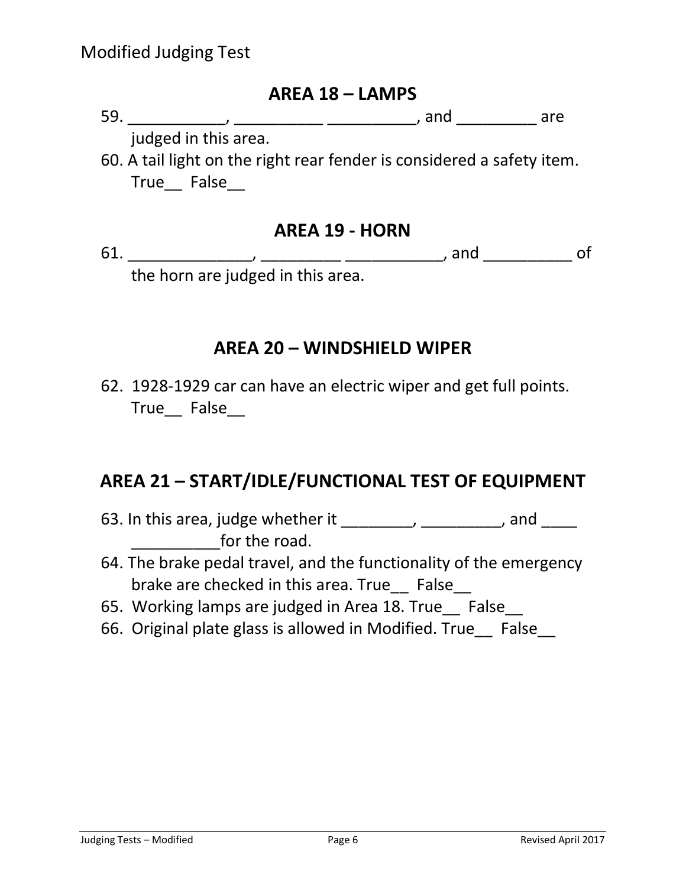Modified Judging Test

## AREA 18 – LAMPS

59. ___________, __________ __________, and _________ are judged in this area.
60. A tail light on the right rear fender is considered a safety item. True__ False__

## AREA 19 - HORN

61. ______________, _________ ___________, and __________ of the horn are judged in this area.

## AREA 20 – WINDSHIELD WIPER

62. 1928-1929 car can have an electric wiper and get full points. True__ False__

## AREA 21 – START/IDLE/FUNCTIONAL TEST OF EQUIPMENT

63. In this area, judge whether it ________, _________, and ____ __________for the road.
64. The brake pedal travel, and the functionality of the emergency brake are checked in this area. True__ False__
65. Working lamps are judged in Area 18. True__ False__
66. Original plate glass is allowed in Modified. True__ False__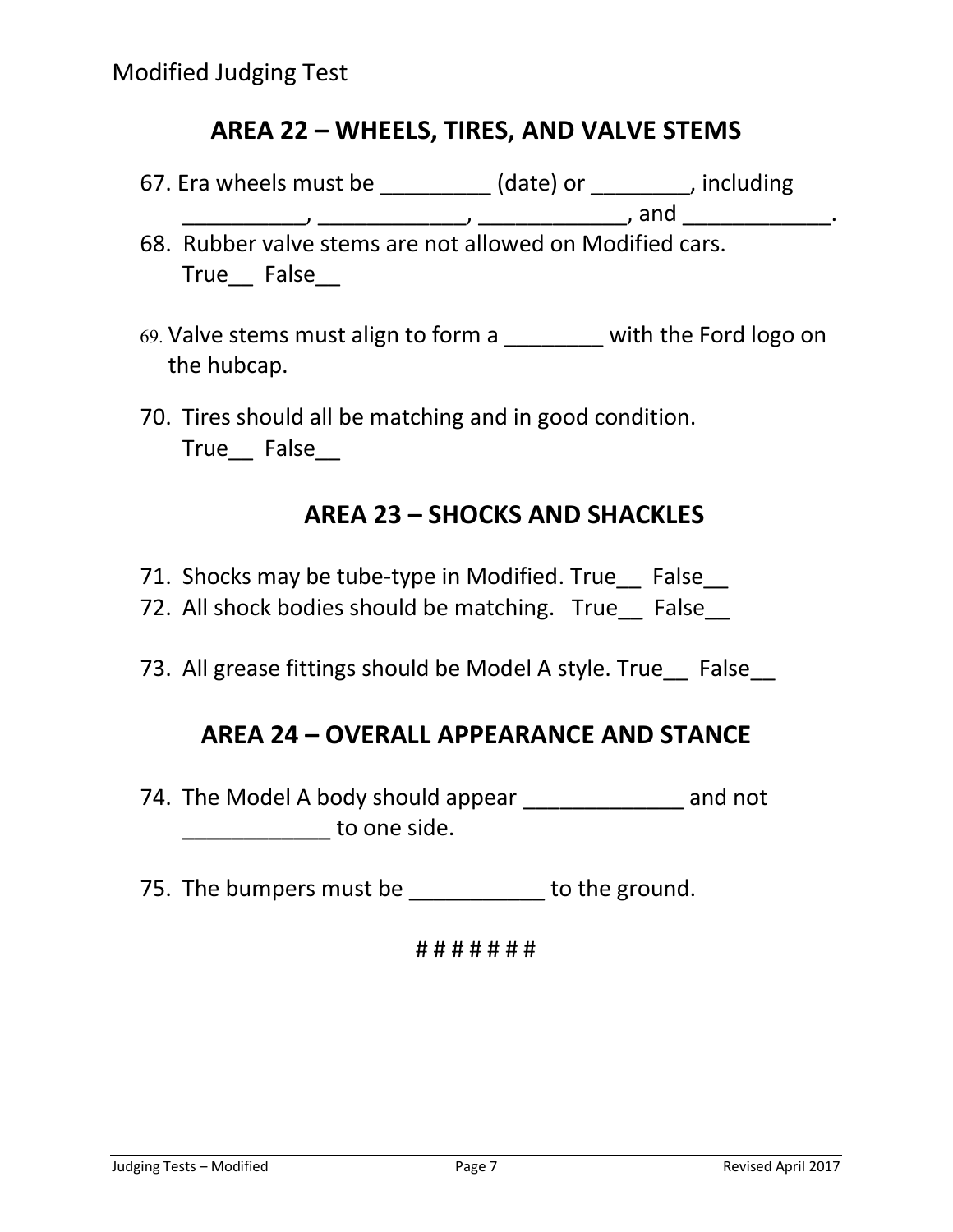## AREA 22 – WHEELS, TIRES, AND VALVE STEMS

67. Era wheels must be _________ (date) or ________, including __________, ____________, ____________, and ____________.
68. Rubber valve stems are not allowed on Modified cars. True__ False__

69. Valve stems must align to form a ________ with the Ford logo on the hubcap.

70. Tires should all be matching and in good condition. True__ False__

## AREA 23 – SHOCKS AND SHACKLES

71. Shocks may be tube-type in Modified. True__ False__
72. All shock bodies should be matching. True__ False__

73. All grease fittings should be Model A style. True__ False__

## AREA 24 – OVERALL APPEARANCE AND STANCE

74. The Model A body should appear _____________ and not ____________ to one side.

75. The bumpers must be ___________ to the ground.

# # # # # # #